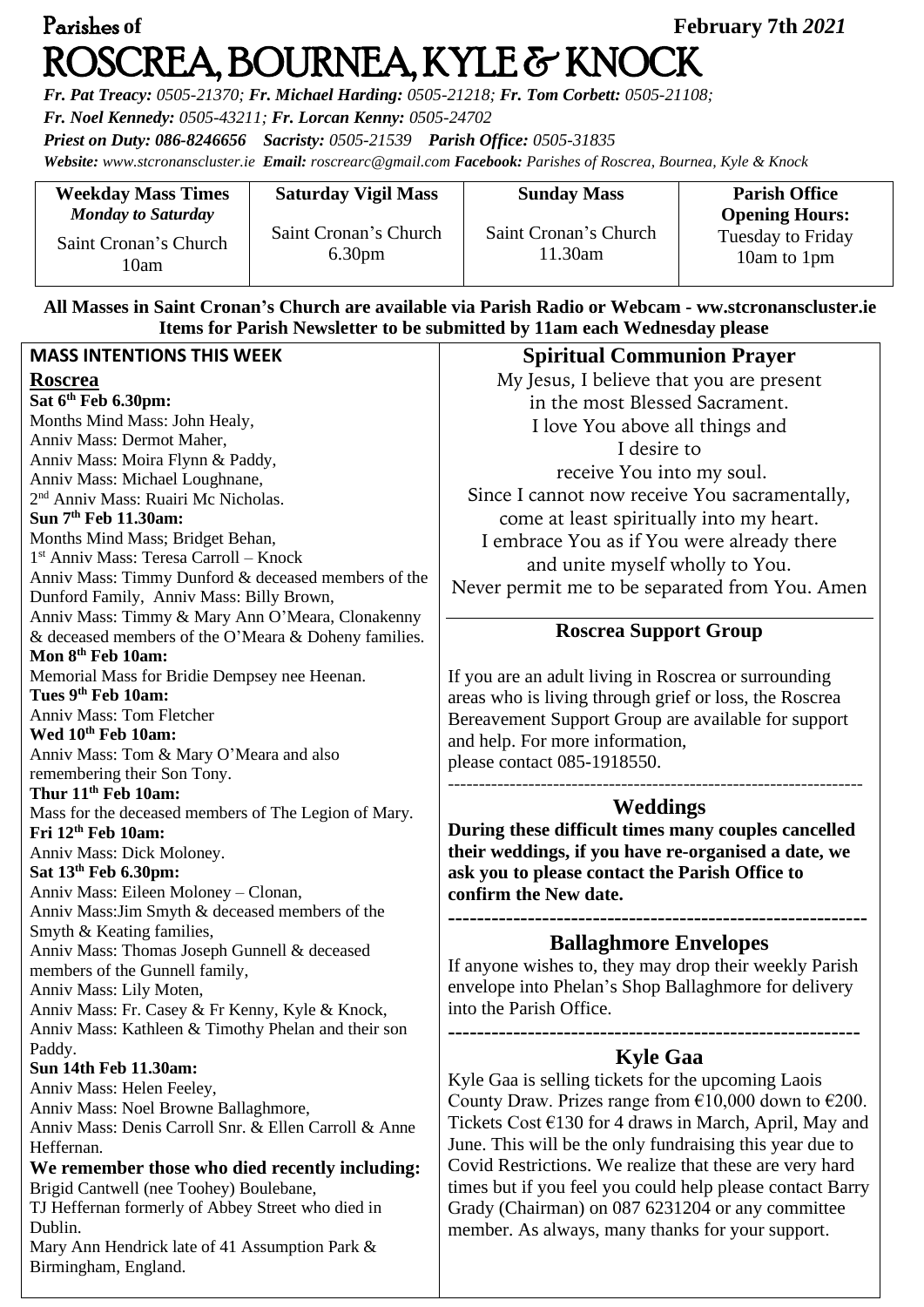# Parishes of ROSCREA, BOURNEA, KYLE & KNOCK

**February 7th** ***2021***

***Fr. Pat Treacy:*** *0505-21370;* ***Fr. Michael Harding:*** *0505-21218;* ***Fr. Tom Corbett:*** *0505-21108;*
***Fr. Noel Kennedy:*** *0505-43211;* ***Fr. Lorcan Kenny:*** *0505-24702*
***Priest on Duty:*** *086-8246656* ***Sacristy:*** *0505-21539* ***Parish Office:*** *0505-31835*
***Website:*** *www.stcronanscluster.ie* ***Email:*** *roscrearc@gmail.com* ***Facebook:*** *Parishes of Roscrea, Bournea, Kyle & Knock*

| **Weekday Mass Times** *Monday to Saturday* | **Saturday Vigil Mass** | **Sunday Mass** | **Parish Office Opening Hours:** |
|---|---|---|---|
| Saint Cronan's Church 10am | Saint Cronan's Church 6.30pm | Saint Cronan's Church 11.30am | Tuesday to Friday 10am to 1pm |

**All Masses in Saint Cronan's Church are available via Parish Radio or Webcam - ww.stcronanscluster.ie**
**Items for Parish Newsletter to be submitted by 11am each Wednesday please**

## MASS INTENTIONS THIS WEEK

**Roscrea**

**Sat 6th Feb 6.30pm:**
Months Mind Mass: John Healy,
Anniv Mass: Dermot Maher,
Anniv Mass: Moira Flynn & Paddy,
Anniv Mass: Michael Loughnane,
2nd Anniv Mass: Ruairi Mc Nicholas.

**Sun 7th Feb 11.30am:**
Months Mind Mass; Bridget Behan,
1st Anniv Mass: Teresa Carroll – Knock
Anniv Mass: Timmy Dunford & deceased members of the Dunford Family, Anniv Mass: Billy Brown,
Anniv Mass: Timmy & Mary Ann O'Meara, Clonakenny & deceased members of the O'Meara & Doheny families.

**Mon 8th Feb 10am:**
Memorial Mass for Bridie Dempsey nee Heenan.

**Tues 9th Feb 10am:**
Anniv Mass: Tom Fletcher

**Wed 10th Feb 10am:**
Anniv Mass: Tom & Mary O'Meara and also remembering their Son Tony.

**Thur 11th Feb 10am:**
Mass for the deceased members of The Legion of Mary.

**Fri 12th Feb 10am:**
Anniv Mass: Dick Moloney.

**Sat 13th Feb 6.30pm:**
Anniv Mass: Eileen Moloney – Clonan,
Anniv Mass:Jim Smyth & deceased members of the Smyth & Keating families,
Anniv Mass: Thomas Joseph Gunnell & deceased members of the Gunnell family,
Anniv Mass: Lily Moten,
Anniv Mass: Fr. Casey & Fr Kenny, Kyle & Knock,
Anniv Mass: Kathleen & Timothy Phelan and their son Paddy.

**Sun 14th Feb 11.30am:**
Anniv Mass: Helen Feeley,
Anniv Mass: Noel Browne Ballaghmore,
Anniv Mass: Denis Carroll Snr. & Ellen Carroll & Anne Heffernan.

**We remember those who died recently including:**
Brigid Cantwell (nee Toohey) Boulebane,
TJ Heffernan formerly of Abbey Street who died in Dublin.
Mary Ann Hendrick late of 41 Assumption Park & Birmingham, England.

## Spiritual Communion Prayer

My Jesus, I believe that you are present
in the most Blessed Sacrament.
I love You above all things and
I desire to
receive You into my soul.
Since I cannot now receive You sacramentally,
come at least spiritually into my heart.
I embrace You as if You were already there
and unite myself wholly to You.
Never permit me to be separated from You. Amen

## Roscrea Support Group

If you are an adult living in Roscrea or surrounding areas who is living through grief or loss, the Roscrea Bereavement Support Group are available for support and help. For more information, please contact 085-1918550.

## Weddings

**During these difficult times many couples cancelled their weddings, if you have re-organised a date, we ask you to please contact the Parish Office to confirm the New date.**

## Ballaghmore Envelopes

If anyone wishes to, they may drop their weekly Parish envelope into Phelan's Shop Ballaghmore for delivery into the Parish Office.

## Kyle Gaa

Kyle Gaa is selling tickets for the upcoming Laois County Draw. Prizes range from €10,000 down to €200. Tickets Cost €130 for 4 draws in March, April, May and June. This will be the only fundraising this year due to Covid Restrictions. We realize that these are very hard times but if you feel you could help please contact Barry Grady (Chairman) on 087 6231204 or any committee member. As always, many thanks for your support.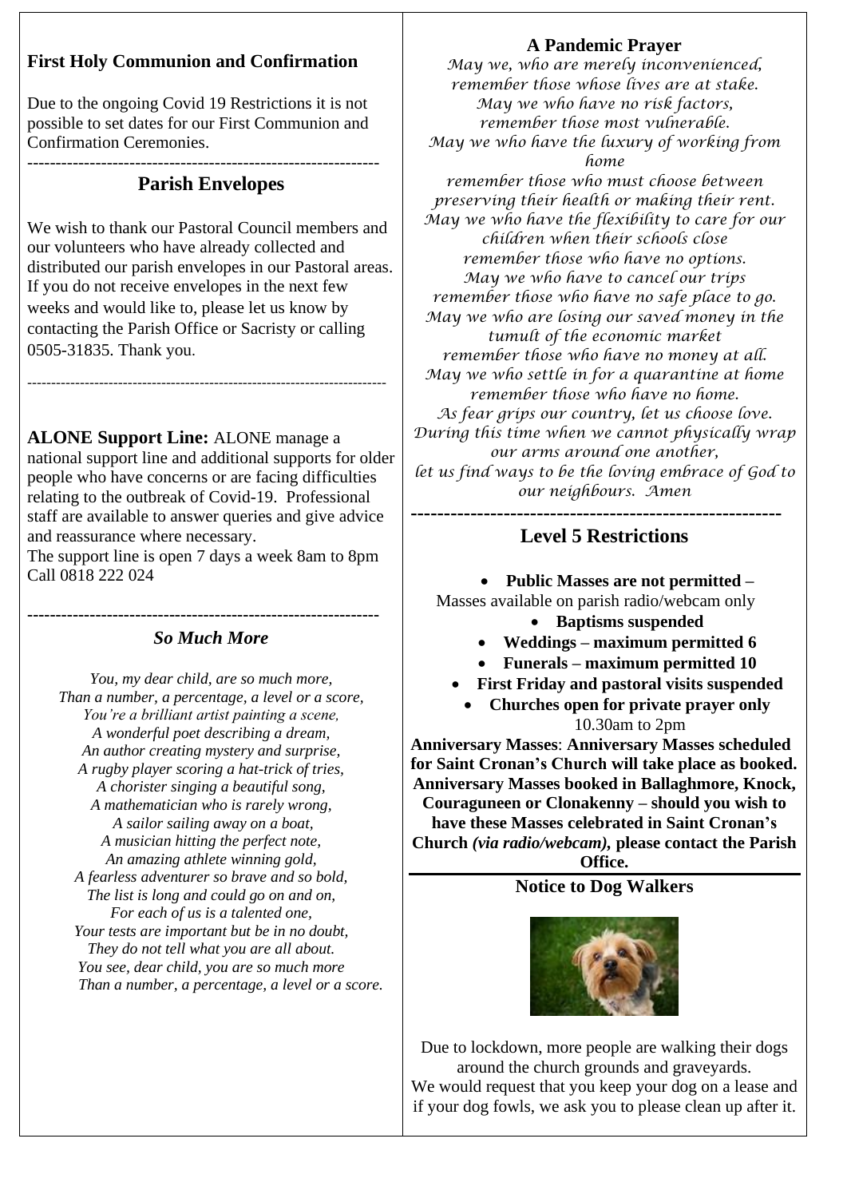## First Holy Communion and Confirmation

Due to the ongoing Covid 19 Restrictions it is not possible to set dates for our First Communion and Confirmation Ceremonies.

---

## Parish Envelopes

We wish to thank our Pastoral Council members and our volunteers who have already collected and distributed our parish envelopes in our Pastoral areas. If you do not receive envelopes in the next few weeks and would like to, please let us know by contacting the Parish Office or Sacristy or calling 0505-31835. Thank you.

---

**ALONE Support Line:** ALONE manage a national support line and additional supports for older people who have concerns or are facing difficulties relating to the outbreak of Covid-19. Professional staff are available to answer queries and give advice and reassurance where necessary.
The support line is open 7 days a week 8am to 8pm
Call 0818 222 024

---

### *So Much More*

*You, my dear child, are so much more,*
*Than a number, a percentage, a level or a score,*
*You're a brilliant artist painting a scene,*
*A wonderful poet describing a dream,*
*An author creating mystery and surprise,*
*A rugby player scoring a hat-trick of tries,*
*A chorister singing a beautiful song,*
*A mathematician who is rarely wrong,*
*A sailor sailing away on a boat,*
*A musician hitting the perfect note,*
*An amazing athlete winning gold,*
*A fearless adventurer so brave and so bold,*
*The list is long and could go on and on,*
*For each of us is a talented one,*
*Your tests are important but be in no doubt,*
*They do not tell what you are all about.*
*You see, dear child, you are so much more*
*Than a number, a percentage, a level or a score.*

### A Pandemic Prayer

*May we, who are merely inconvenienced,*
*remember those whose lives are at stake.*
*May we who have no risk factors,*
*remember those most vulnerable.*
*May we who have the luxury of working from home*
*remember those who must choose between preserving their health or making their rent.*
*May we who have the flexibility to care for our children when their schools close*
*remember those who have no options.*
*May we who have to cancel our trips*
*remember those who have no safe place to go.*
*May we who are losing our saved money in the tumult of the economic market*
*remember those who have no money at all.*
*May we who settle in for a quarantine at home*
*remember those who have no home.*
*As fear grips our country, let us choose love.*
*During this time when we cannot physically wrap our arms around one another,*
*let us find ways to be the loving embrace of God to our neighbours. Amen*

---

## Level 5 Restrictions

- **Public Masses are not permitted –** Masses available on parish radio/webcam only
- **Baptisms suspended**
- **Weddings – maximum permitted 6**
- **Funerals – maximum permitted 10**
- **First Friday and pastoral visits suspended**
- **Churches open for private prayer only** 10.30am to 2pm

**Anniversary Masses**: **Anniversary Masses scheduled for Saint Cronan's Church will take place as booked. Anniversary Masses booked in Ballaghmore, Knock, Couraguneen or Clonakenny – should you wish to have these Masses celebrated in Saint Cronan's Church *(via radio/webcam)*, please contact the Parish Office.**

---

## Notice to Dog Walkers

Due to lockdown, more people are walking their dogs around the church grounds and graveyards.
We would request that you keep your dog on a lease and if your dog fowls, we ask you to please clean up after it.